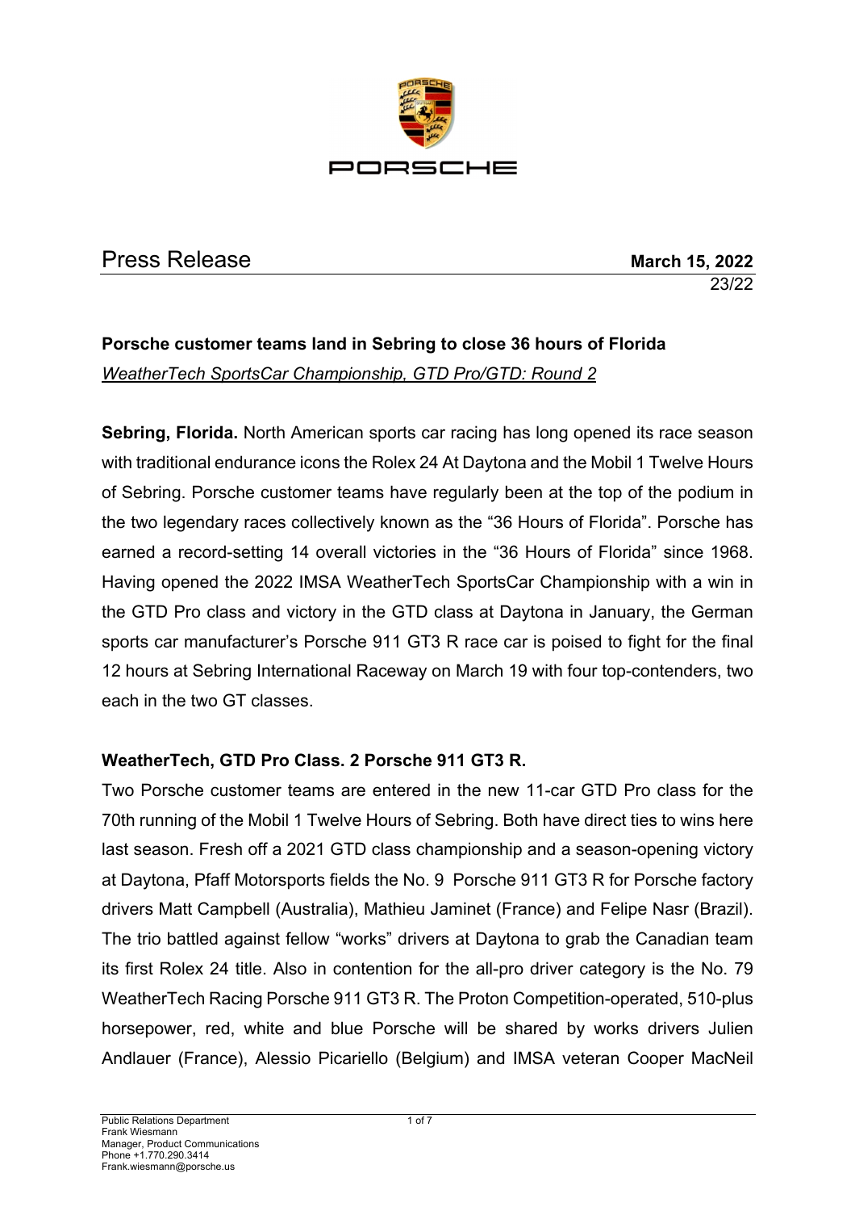# Press Release

**March 15, 2022**

23/22

**Porsche customer teams land in Sebring to close 36 hours of Florida**

*WeatherTech SportsCar Championship, GTD Pro/GTD: Round 2*

**Sebring, Florida.** North American sports car racing has long opened its race season with traditional endurance icons the Rolex 24 At Daytona and the Mobil 1 Twelve Hours of Sebring. Porsche customer teams have regularly been at the top of the podium in the two legendary races collectively known as the "36 Hours of Florida". Porsche has earned a record-setting 14 overall victories in the "36 Hours of Florida" since 1968. Having opened the 2022 IMSA WeatherTech SportsCar Championship with a win in the GTD Pro class and victory in the GTD class at Daytona in January, the German sports car manufacturer's Porsche 911 GT3 R race car is poised to fight for the final 12 hours at Sebring International Raceway on March 19 with four top-contenders, two each in the two GT classes.

## WeatherTech, GTD Pro Class. 2 Porsche 911 GT3 R.

Two Porsche customer teams are entered in the new 11-car GTD Pro class for the 70th running of the Mobil 1 Twelve Hours of Sebring. Both have direct ties to wins here last season. Fresh off a 2021 GTD class championship and a season-opening victory at Daytona, Pfaff Motorsports fields the No. 9 Porsche 911 GT3 R for Porsche factory drivers Matt Campbell (Australia), Mathieu Jaminet (France) and Felipe Nasr (Brazil). The trio battled against fellow "works" drivers at Daytona to grab the Canadian team its first Rolex 24 title. Also in contention for the all-pro driver category is the No. 79 WeatherTech Racing Porsche 911 GT3 R. The Proton Competition-operated, 510-plus horsepower, red, white and blue Porsche will be shared by works drivers Julien Andlauer (France), Alessio Picariello (Belgium) and IMSA veteran Cooper MacNeil

Public Relations Department
Frank Wiesmann
Manager, Product Communications
Phone +1.770.290.3414
Frank.wiesmann@porsche.us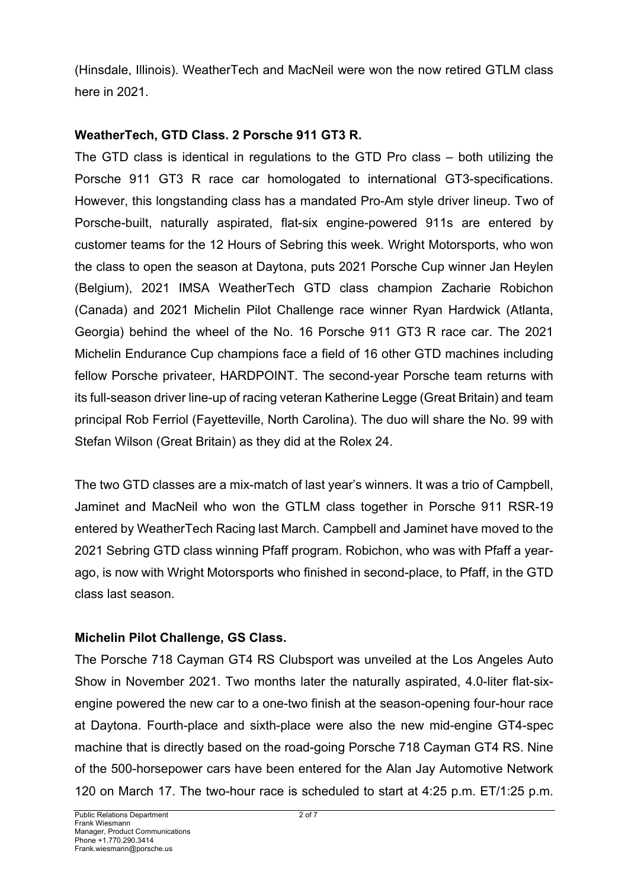(Hinsdale, Illinois). WeatherTech and MacNeil were won the now retired GTLM class here in 2021.

**WeatherTech, GTD Class. 2 Porsche 911 GT3 R.**

The GTD class is identical in regulations to the GTD Pro class – both utilizing the Porsche 911 GT3 R race car homologated to international GT3-specifications. However, this longstanding class has a mandated Pro-Am style driver lineup. Two of Porsche-built, naturally aspirated, flat-six engine-powered 911s are entered by customer teams for the 12 Hours of Sebring this week. Wright Motorsports, who won the class to open the season at Daytona, puts 2021 Porsche Cup winner Jan Heylen (Belgium), 2021 IMSA WeatherTech GTD class champion Zacharie Robichon (Canada) and 2021 Michelin Pilot Challenge race winner Ryan Hardwick (Atlanta, Georgia) behind the wheel of the No. 16 Porsche 911 GT3 R race car. The 2021 Michelin Endurance Cup champions face a field of 16 other GTD machines including fellow Porsche privateer, HARDPOINT. The second-year Porsche team returns with its full-season driver line-up of racing veteran Katherine Legge (Great Britain) and team principal Rob Ferriol (Fayetteville, North Carolina). The duo will share the No. 99 with Stefan Wilson (Great Britain) as they did at the Rolex 24.

The two GTD classes are a mix-match of last year's winners. It was a trio of Campbell, Jaminet and MacNeil who won the GTLM class together in Porsche 911 RSR-19 entered by WeatherTech Racing last March. Campbell and Jaminet have moved to the 2021 Sebring GTD class winning Pfaff program. Robichon, who was with Pfaff a year-ago, is now with Wright Motorsports who finished in second-place, to Pfaff, in the GTD class last season.

**Michelin Pilot Challenge, GS Class.**

The Porsche 718 Cayman GT4 RS Clubsport was unveiled at the Los Angeles Auto Show in November 2021. Two months later the naturally aspirated, 4.0-liter flat-six-engine powered the new car to a one-two finish at the season-opening four-hour race at Daytona. Fourth-place and sixth-place were also the new mid-engine GT4-spec machine that is directly based on the road-going Porsche 718 Cayman GT4 RS. Nine of the 500-horsepower cars have been entered for the Alan Jay Automotive Network 120 on March 17. The two-hour race is scheduled to start at 4:25 p.m. ET/1:25 p.m.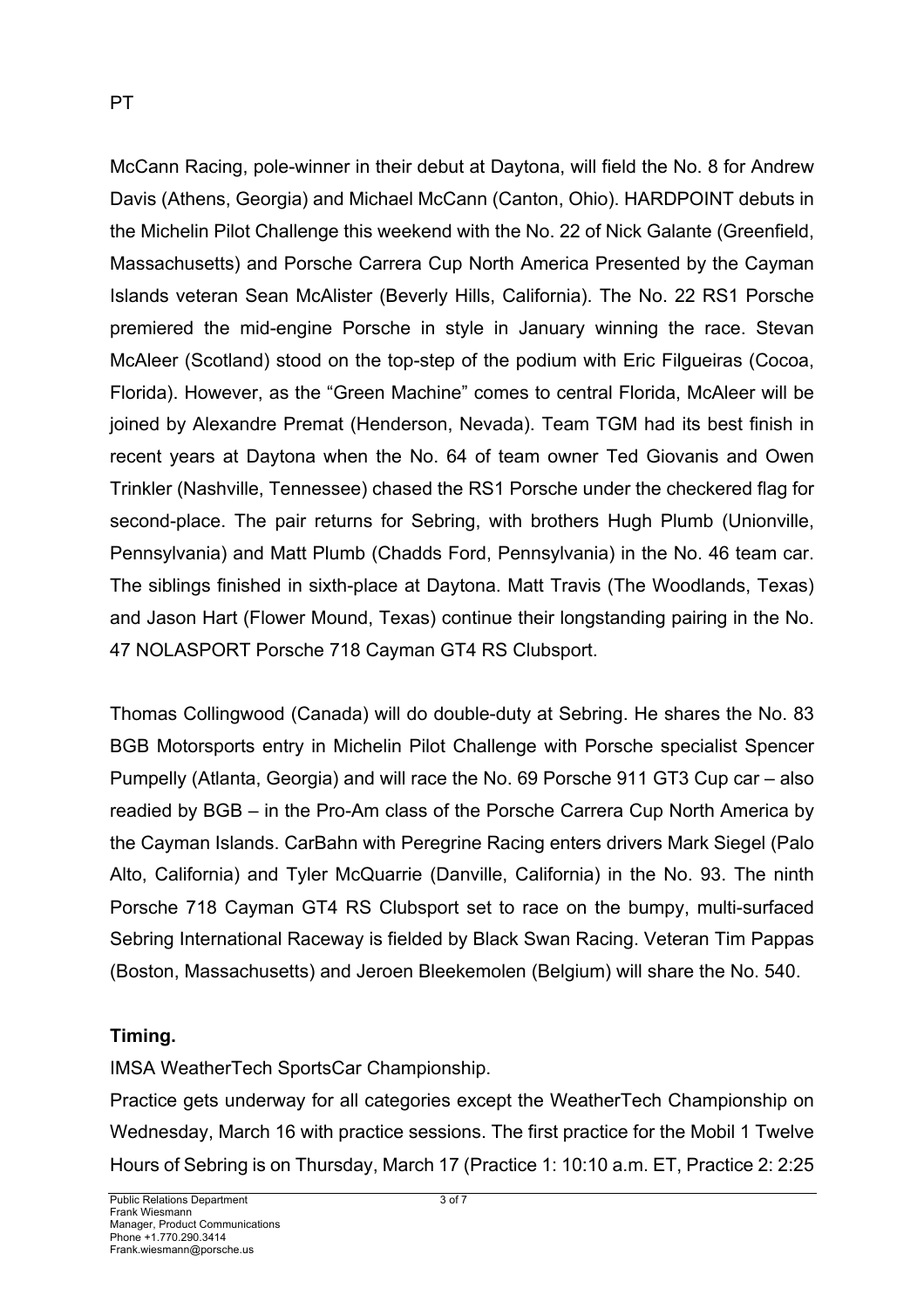PT

McCann Racing, pole-winner in their debut at Daytona, will field the No. 8 for Andrew Davis (Athens, Georgia) and Michael McCann (Canton, Ohio). HARDPOINT debuts in the Michelin Pilot Challenge this weekend with the No. 22 of Nick Galante (Greenfield, Massachusetts) and Porsche Carrera Cup North America Presented by the Cayman Islands veteran Sean McAlister (Beverly Hills, California). The No. 22 RS1 Porsche premiered the mid-engine Porsche in style in January winning the race. Stevan McAleer (Scotland) stood on the top-step of the podium with Eric Filgueiras (Cocoa, Florida). However, as the "Green Machine" comes to central Florida, McAleer will be joined by Alexandre Premat (Henderson, Nevada). Team TGM had its best finish in recent years at Daytona when the No. 64 of team owner Ted Giovanis and Owen Trinkler (Nashville, Tennessee) chased the RS1 Porsche under the checkered flag for second-place. The pair returns for Sebring, with brothers Hugh Plumb (Unionville, Pennsylvania) and Matt Plumb (Chadds Ford, Pennsylvania) in the No. 46 team car. The siblings finished in sixth-place at Daytona. Matt Travis (The Woodlands, Texas) and Jason Hart (Flower Mound, Texas) continue their longstanding pairing in the No. 47 NOLASPORT Porsche 718 Cayman GT4 RS Clubsport.

Thomas Collingwood (Canada) will do double-duty at Sebring. He shares the No. 83 BGB Motorsports entry in Michelin Pilot Challenge with Porsche specialist Spencer Pumpelly (Atlanta, Georgia) and will race the No. 69 Porsche 911 GT3 Cup car – also readied by BGB – in the Pro-Am class of the Porsche Carrera Cup North America by the Cayman Islands. CarBahn with Peregrine Racing enters drivers Mark Siegel (Palo Alto, California) and Tyler McQuarrie (Danville, California) in the No. 93. The ninth Porsche 718 Cayman GT4 RS Clubsport set to race on the bumpy, multi-surfaced Sebring International Raceway is fielded by Black Swan Racing. Veteran Tim Pappas (Boston, Massachusetts) and Jeroen Bleekemolen (Belgium) will share the No. 540.

**Timing.**

IMSA WeatherTech SportsCar Championship.

Practice gets underway for all categories except the WeatherTech Championship on Wednesday, March 16 with practice sessions. The first practice for the Mobil 1 Twelve Hours of Sebring is on Thursday, March 17 (Practice 1: 10:10 a.m. ET, Practice 2: 2:25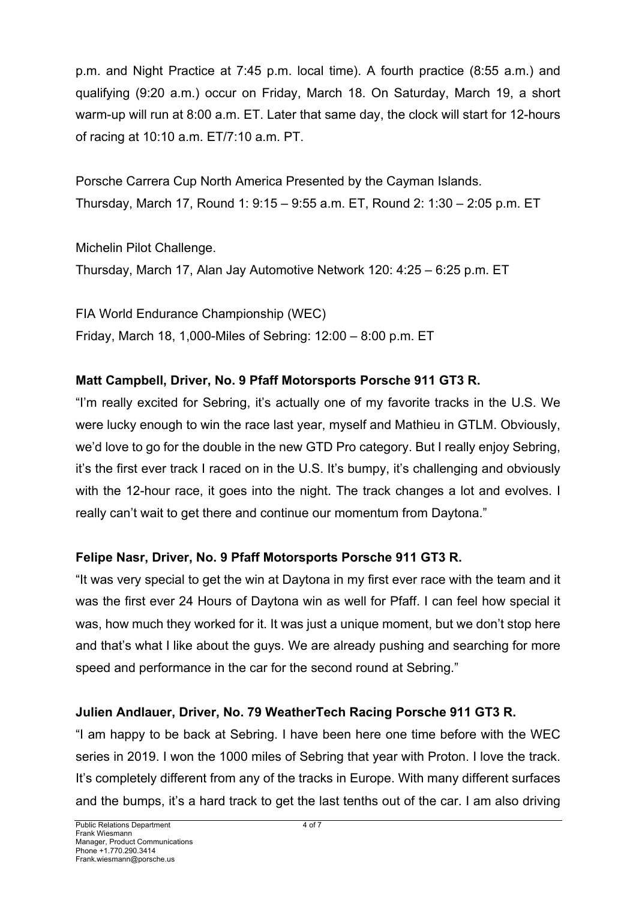p.m. and Night Practice at 7:45 p.m. local time). A fourth practice (8:55 a.m.) and qualifying (9:20 a.m.) occur on Friday, March 18. On Saturday, March 19, a short warm-up will run at 8:00 a.m. ET. Later that same day, the clock will start for 12-hours of racing at 10:10 a.m. ET/7:10 a.m. PT.

Porsche Carrera Cup North America Presented by the Cayman Islands.
Thursday, March 17, Round 1: 9:15 – 9:55 a.m. ET, Round 2: 1:30 – 2:05 p.m. ET

Michelin Pilot Challenge.
Thursday, March 17, Alan Jay Automotive Network 120: 4:25 – 6:25 p.m. ET

FIA World Endurance Championship (WEC)
Friday, March 18, 1,000-Miles of Sebring: 12:00 – 8:00 p.m. ET

**Matt Campbell, Driver, No. 9 Pfaff Motorsports Porsche 911 GT3 R.**
"I'm really excited for Sebring, it's actually one of my favorite tracks in the U.S. We were lucky enough to win the race last year, myself and Mathieu in GTLM. Obviously, we'd love to go for the double in the new GTD Pro category. But I really enjoy Sebring, it's the first ever track I raced on in the U.S. It's bumpy, it's challenging and obviously with the 12-hour race, it goes into the night. The track changes a lot and evolves. I really can't wait to get there and continue our momentum from Daytona."

**Felipe Nasr, Driver, No. 9 Pfaff Motorsports Porsche 911 GT3 R.**
"It was very special to get the win at Daytona in my first ever race with the team and it was the first ever 24 Hours of Daytona win as well for Pfaff. I can feel how special it was, how much they worked for it. It was just a unique moment, but we don't stop here and that's what I like about the guys. We are already pushing and searching for more speed and performance in the car for the second round at Sebring."

**Julien Andlauer, Driver, No. 79 WeatherTech Racing Porsche 911 GT3 R.**
"I am happy to be back at Sebring. I have been here one time before with the WEC series in 2019. I won the 1000 miles of Sebring that year with Proton. I love the track. It's completely different from any of the tracks in Europe. With many different surfaces and the bumps, it's a hard track to get the last tenths out of the car. I am also driving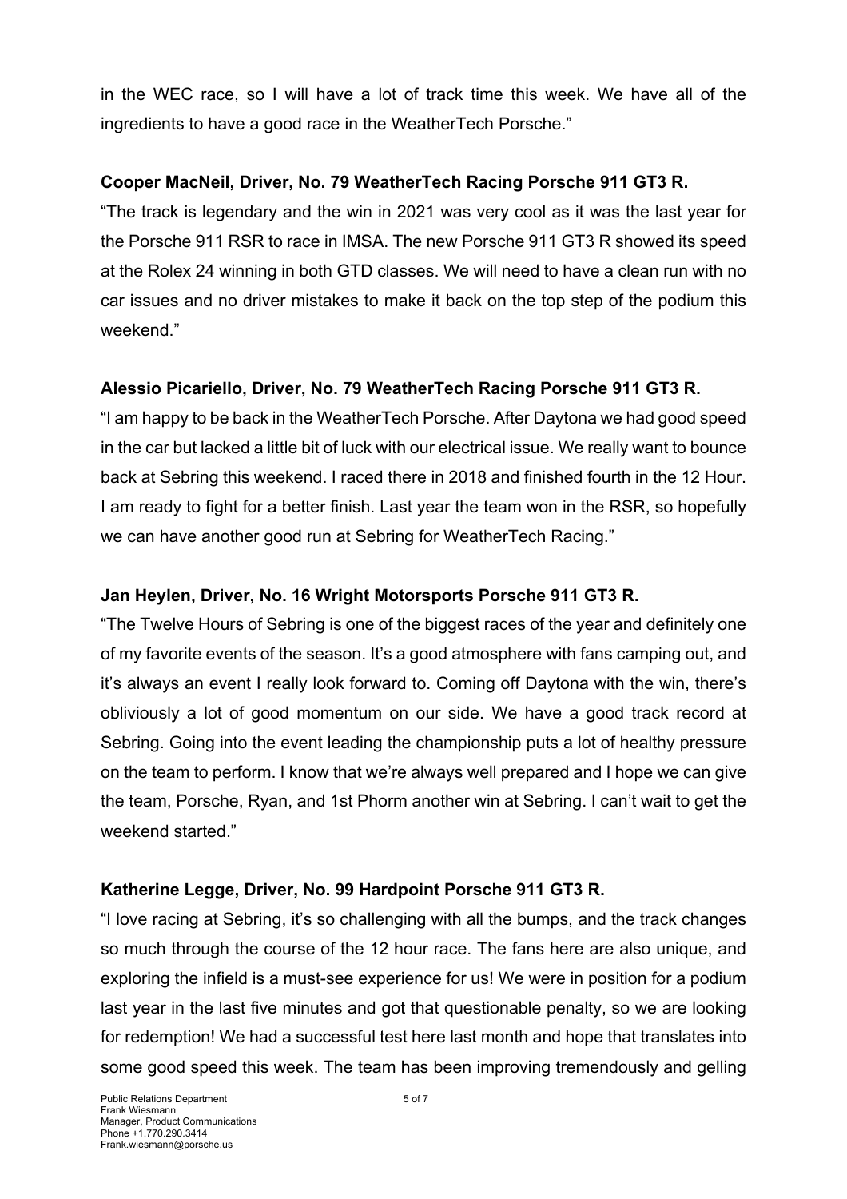in the WEC race, so I will have a lot of track time this week. We have all of the ingredients to have a good race in the WeatherTech Porsche."

**Cooper MacNeil, Driver, No. 79 WeatherTech Racing Porsche 911 GT3 R.**

"The track is legendary and the win in 2021 was very cool as it was the last year for the Porsche 911 RSR to race in IMSA. The new Porsche 911 GT3 R showed its speed at the Rolex 24 winning in both GTD classes. We will need to have a clean run with no car issues and no driver mistakes to make it back on the top step of the podium this weekend."

**Alessio Picariello, Driver, No. 79 WeatherTech Racing Porsche 911 GT3 R.**

"I am happy to be back in the WeatherTech Porsche. After Daytona we had good speed in the car but lacked a little bit of luck with our electrical issue. We really want to bounce back at Sebring this weekend. I raced there in 2018 and finished fourth in the 12 Hour. I am ready to fight for a better finish. Last year the team won in the RSR, so hopefully we can have another good run at Sebring for WeatherTech Racing."

**Jan Heylen, Driver, No. 16 Wright Motorsports Porsche 911 GT3 R.**

"The Twelve Hours of Sebring is one of the biggest races of the year and definitely one of my favorite events of the season. It's a good atmosphere with fans camping out, and it's always an event I really look forward to. Coming off Daytona with the win, there's obliviously a lot of good momentum on our side. We have a good track record at Sebring. Going into the event leading the championship puts a lot of healthy pressure on the team to perform. I know that we're always well prepared and I hope we can give the team, Porsche, Ryan, and 1st Phorm another win at Sebring. I can't wait to get the weekend started."

**Katherine Legge, Driver, No. 99 Hardpoint Porsche 911 GT3 R.**

"I love racing at Sebring, it's so challenging with all the bumps, and the track changes so much through the course of the 12 hour race. The fans here are also unique, and exploring the infield is a must-see experience for us! We were in position for a podium last year in the last five minutes and got that questionable penalty, so we are looking for redemption! We had a successful test here last month and hope that translates into some good speed this week. The team has been improving tremendously and gelling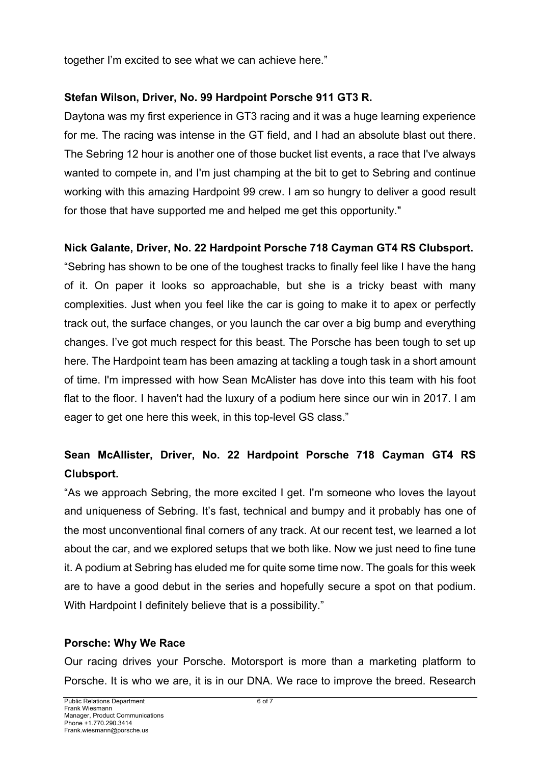together I’m excited to see what we can achieve here.”

**Stefan Wilson, Driver, No. 99 Hardpoint Porsche 911 GT3 R.**

Daytona was my first experience in GT3 racing and it was a huge learning experience for me. The racing was intense in the GT field, and I had an absolute blast out there. The Sebring 12 hour is another one of those bucket list events, a race that I've always wanted to compete in, and I'm just champing at the bit to get to Sebring and continue working with this amazing Hardpoint 99 crew. I am so hungry to deliver a good result for those that have supported me and helped me get this opportunity."

**Nick Galante, Driver, No. 22 Hardpoint Porsche 718 Cayman GT4 RS Clubsport.**

“Sebring has shown to be one of the toughest tracks to finally feel like I have the hang of it. On paper it looks so approachable, but she is a tricky beast with many complexities. Just when you feel like the car is going to make it to apex or perfectly track out, the surface changes, or you launch the car over a big bump and everything changes. I’ve got much respect for this beast. The Porsche has been tough to set up here. The Hardpoint team has been amazing at tackling a tough task in a short amount of time. I'm impressed with how Sean McAlister has dove into this team with his foot flat to the floor. I haven't had the luxury of a podium here since our win in 2017. I am eager to get one here this week, in this top-level GS class.”

**Sean McAllister, Driver, No. 22 Hardpoint Porsche 718 Cayman GT4 RS Clubsport.**

“As we approach Sebring, the more excited I get. I'm someone who loves the layout and uniqueness of Sebring. It’s fast, technical and bumpy and it probably has one of the most unconventional final corners of any track. At our recent test, we learned a lot about the car, and we explored setups that we both like. Now we just need to fine tune it. A podium at Sebring has eluded me for quite some time now. The goals for this week are to have a good debut in the series and hopefully secure a spot on that podium. With Hardpoint I definitely believe that is a possibility.”

**Porsche: Why We Race**

Our racing drives your Porsche. Motorsport is more than a marketing platform to Porsche. It is who we are, it is in our DNA. We race to improve the breed. Research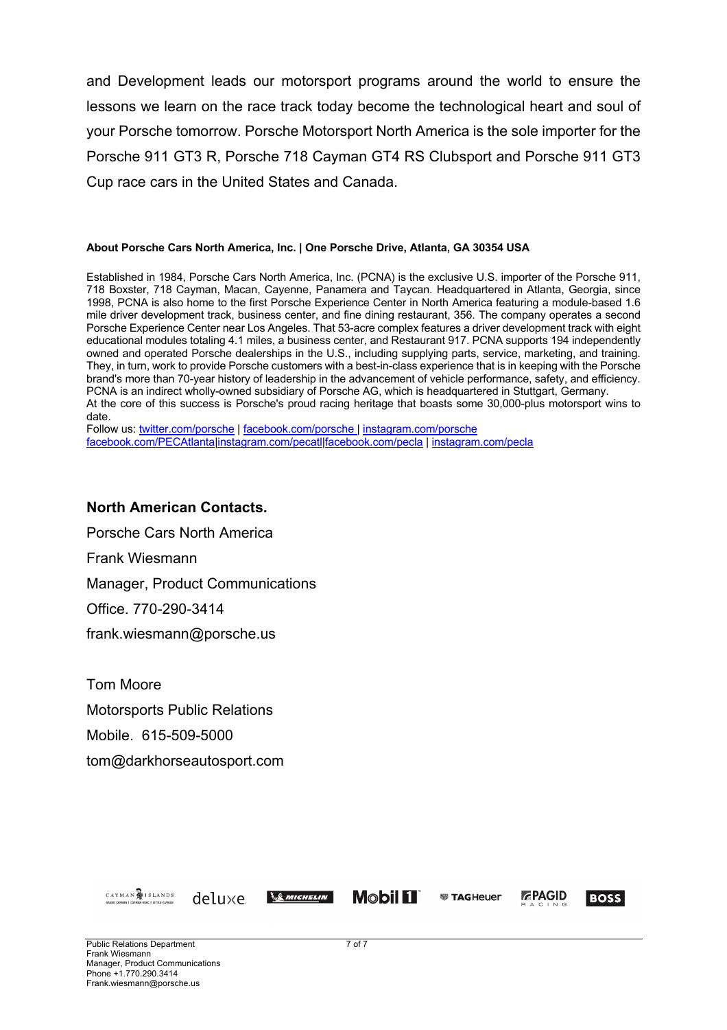and Development leads our motorsport programs around the world to ensure the lessons we learn on the race track today become the technological heart and soul of your Porsche tomorrow. Porsche Motorsport North America is the sole importer for the Porsche 911 GT3 R, Porsche 718 Cayman GT4 RS Clubsport and Porsche 911 GT3 Cup race cars in the United States and Canada.

**About Porsche Cars North America, Inc. | One Porsche Drive, Atlanta, GA 30354 USA**

Established in 1984, Porsche Cars North America, Inc. (PCNA) is the exclusive U.S. importer of the Porsche 911, 718 Boxster, 718 Cayman, Macan, Cayenne, Panamera and Taycan. Headquartered in Atlanta, Georgia, since 1998, PCNA is also home to the first Porsche Experience Center in North America featuring a module-based 1.6 mile driver development track, business center, and fine dining restaurant, 356. The company operates a second Porsche Experience Center near Los Angeles. That 53-acre complex features a driver development track with eight educational modules totaling 4.1 miles, a business center, and Restaurant 917. PCNA supports 194 independently owned and operated Porsche dealerships in the U.S., including supplying parts, service, marketing, and training. They, in turn, work to provide Porsche customers with a best-in-class experience that is in keeping with the Porsche brand's more than 70-year history of leadership in the advancement of vehicle performance, safety, and efficiency. PCNA is an indirect wholly-owned subsidiary of Porsche AG, which is headquartered in Stuttgart, Germany.
At the core of this success is Porsche's proud racing heritage that boasts some 30,000-plus motorsport wins to date.
Follow us: twitter.com/porsche | facebook.com/porsche | instagram.com/porsche
facebook.com/PECAtlanta|instagram.com/pecatl|facebook.com/pecla | instagram.com/pecla

**North American Contacts.**

Porsche Cars North America
Frank Wiesmann
Manager, Product Communications
Office. 770-290-3414
frank.wiesmann@porsche.us

Tom Moore
Motorsports Public Relations
Mobile. 615-509-5000
tom@darkhorseautosport.com

Public Relations Department
Frank Wiesmann
Manager, Product Communications
Phone +1.770.290.3414
Frank.wiesmann@porsche.us